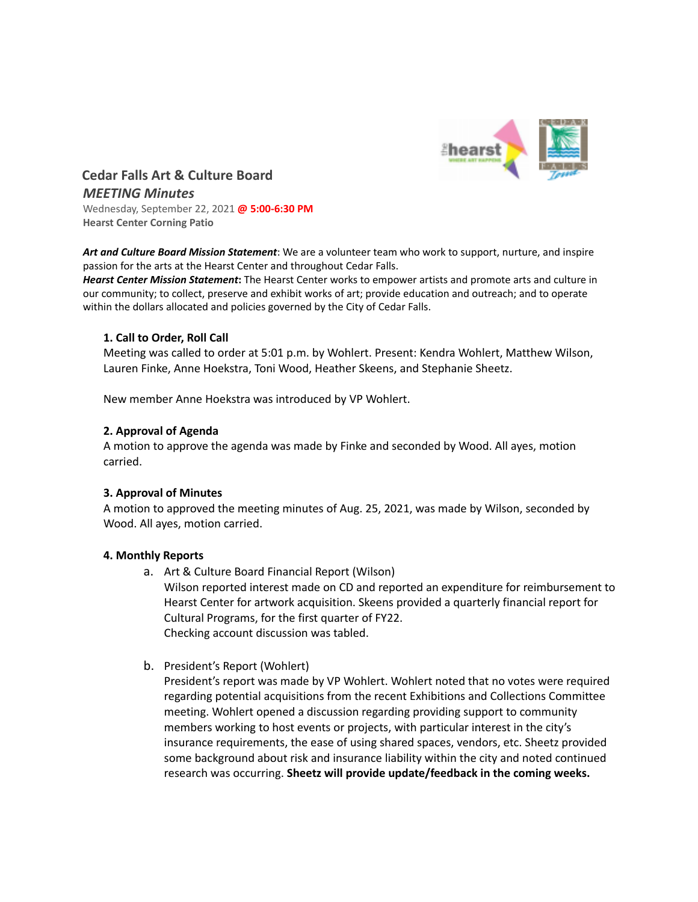# Cedar Falls Art & Culture Board

## *MEETING Minutes*

Wednesday, September 22, 2021 **@ 5:00-6:30 PM**
**Hearst Center Corning Patio**

***Art and Culture Board Mission Statement***: We are a volunteer team who work to support, nurture, and inspire passion for the arts at the Hearst Center and throughout Cedar Falls.
***Hearst Center Mission Statement*:** The Hearst Center works to empower artists and promote arts and culture in our community; to collect, preserve and exhibit works of art; provide education and outreach; and to operate within the dollars allocated and policies governed by the City of Cedar Falls.

### 1. Call to Order, Roll Call

Meeting was called to order at 5:01 p.m. by Wohlert. Present: Kendra Wohlert, Matthew Wilson, Lauren Finke, Anne Hoekstra, Toni Wood, Heather Skeens, and Stephanie Sheetz.

New member Anne Hoekstra was introduced by VP Wohlert.

### 2. Approval of Agenda

A motion to approve the agenda was made by Finke and seconded by Wood. All ayes, motion carried.

### 3. Approval of Minutes

A motion to approved the meeting minutes of Aug. 25, 2021, was made by Wilson, seconded by Wood. All ayes, motion carried.

### 4. Monthly Reports

a. Art & Culture Board Financial Report (Wilson)
   Wilson reported interest made on CD and reported an expenditure for reimbursement to Hearst Center for artwork acquisition. Skeens provided a quarterly financial report for Cultural Programs, for the first quarter of FY22.
   Checking account discussion was tabled.

b. President's Report (Wohlert)
   President's report was made by VP Wohlert. Wohlert noted that no votes were required regarding potential acquisitions from the recent Exhibitions and Collections Committee meeting. Wohlert opened a discussion regarding providing support to community members working to host events or projects, with particular interest in the city's insurance requirements, the ease of using shared spaces, vendors, etc. Sheetz provided some background about risk and insurance liability within the city and noted continued research was occurring. **Sheetz will provide update/feedback in the coming weeks.**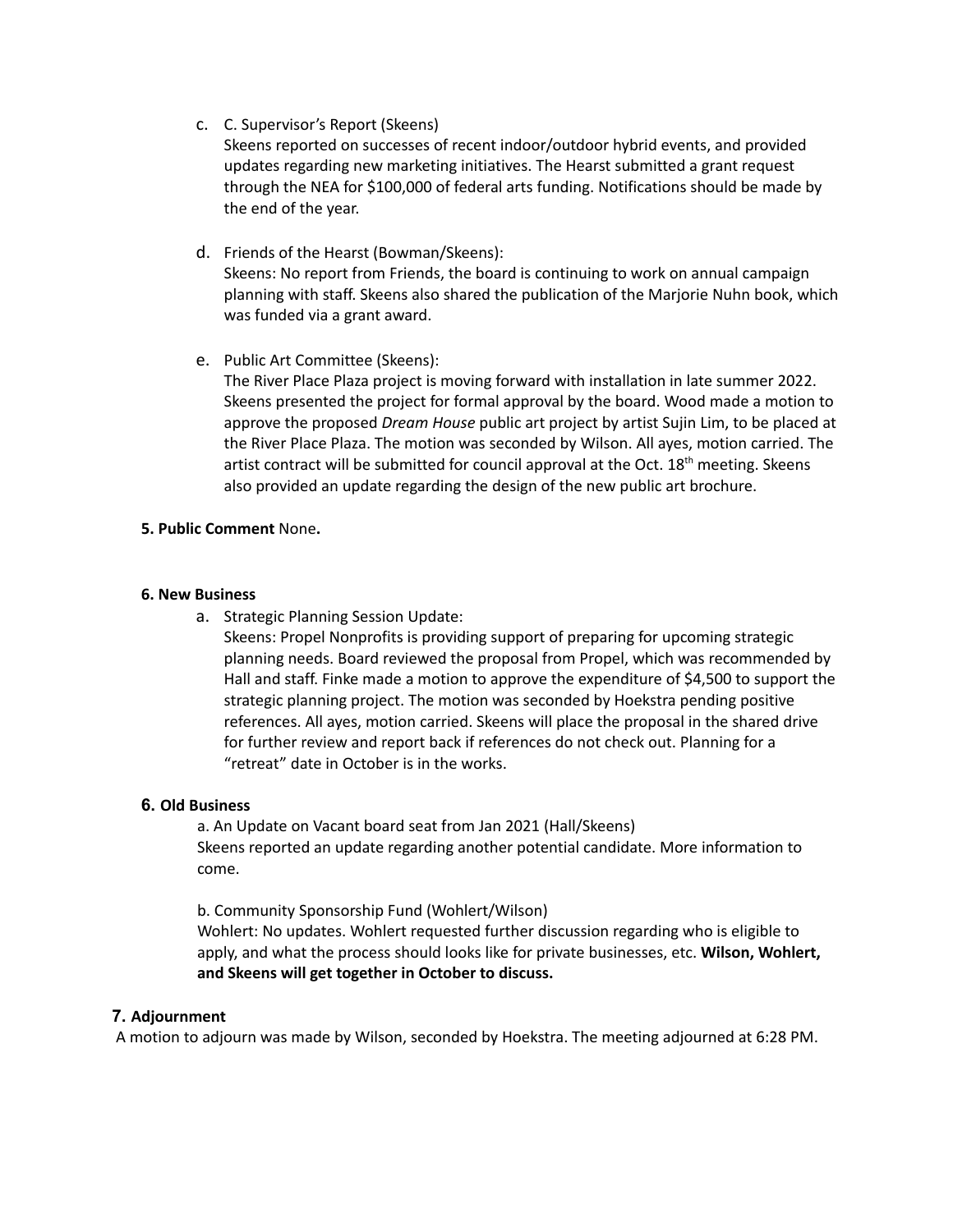c. C. Supervisor's Report (Skeens)
Skeens reported on successes of recent indoor/outdoor hybrid events, and provided updates regarding new marketing initiatives. The Hearst submitted a grant request through the NEA for $100,000 of federal arts funding. Notifications should be made by the end of the year.

d. Friends of the Hearst (Bowman/Skeens):
Skeens: No report from Friends, the board is continuing to work on annual campaign planning with staff. Skeens also shared the publication of the Marjorie Nuhn book, which was funded via a grant award.

e. Public Art Committee (Skeens):
The River Place Plaza project is moving forward with installation in late summer 2022. Skeens presented the project for formal approval by the board. Wood made a motion to approve the proposed *Dream House* public art project by artist Sujin Lim, to be placed at the River Place Plaza. The motion was seconded by Wilson. All ayes, motion carried. The artist contract will be submitted for council approval at the Oct. 18th meeting. Skeens also provided an update regarding the design of the new public art brochure.

**5. Public Comment** None**.**

**6. New Business**

a. Strategic Planning Session Update:
Skeens: Propel Nonprofits is providing support of preparing for upcoming strategic planning needs. Board reviewed the proposal from Propel, which was recommended by Hall and staff. Finke made a motion to approve the expenditure of $4,500 to support the strategic planning project. The motion was seconded by Hoekstra pending positive references. All ayes, motion carried. Skeens will place the proposal in the shared drive for further review and report back if references do not check out. Planning for a "retreat" date in October is in the works.

**6. Old Business**

a. An Update on Vacant board seat from Jan 2021 (Hall/Skeens)
Skeens reported an update regarding another potential candidate. More information to come.

b. Community Sponsorship Fund (Wohlert/Wilson)
Wohlert: No updates. Wohlert requested further discussion regarding who is eligible to apply, and what the process should looks like for private businesses, etc. **Wilson, Wohlert, and Skeens will get together in October to discuss.**

**7. Adjournment**

A motion to adjourn was made by Wilson, seconded by Hoekstra. The meeting adjourned at 6:28 PM.